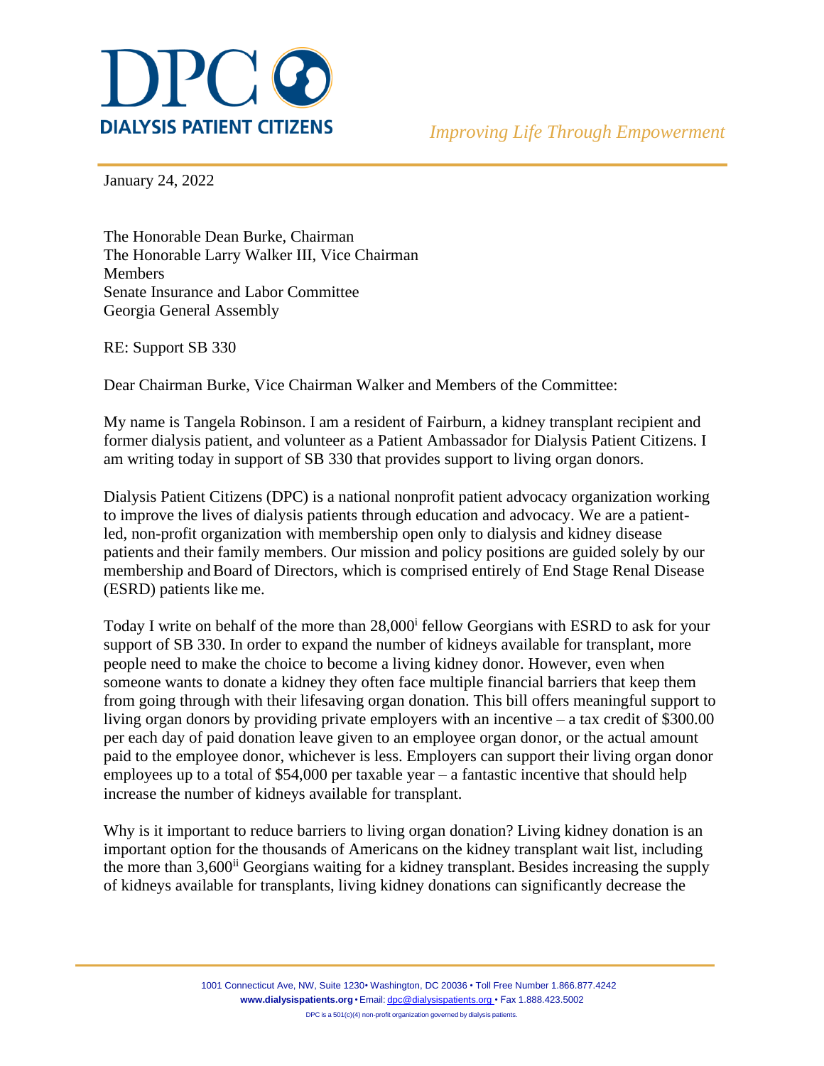# DPC

**DIALYSIS PATIENT CITIZENS**

*Improving Life Through Empowerment*

January 24, 2022

The Honorable Dean Burke, Chairman
The Honorable Larry Walker III, Vice Chairman
Members
Senate Insurance and Labor Committee
Georgia General Assembly

RE: Support SB 330

Dear Chairman Burke, Vice Chairman Walker and Members of the Committee:

My name is Tangela Robinson. I am a resident of Fairburn, a kidney transplant recipient and former dialysis patient, and volunteer as a Patient Ambassador for Dialysis Patient Citizens. I am writing today in support of SB 330 that provides support to living organ donors.

Dialysis Patient Citizens (DPC) is a national nonprofit patient advocacy organization working to improve the lives of dialysis patients through education and advocacy. We are a patient-led, non-profit organization with membership open only to dialysis and kidney disease patients and their family members. Our mission and policy positions are guided solely by our membership and Board of Directors, which is comprised entirely of End Stage Renal Disease (ESRD) patients like me.

Today I write on behalf of the more than 28,000[i] fellow Georgians with ESRD to ask for your support of SB 330. In order to expand the number of kidneys available for transplant, more people need to make the choice to become a living kidney donor. However, even when someone wants to donate a kidney they often face multiple financial barriers that keep them from going through with their lifesaving organ donation. This bill offers meaningful support to living organ donors by providing private employers with an incentive – a tax credit of $300.00 per each day of paid donation leave given to an employee organ donor, or the actual amount paid to the employee donor, whichever is less. Employers can support their living organ donor employees up to a total of $54,000 per taxable year – a fantastic incentive that should help increase the number of kidneys available for transplant.

Why is it important to reduce barriers to living organ donation? Living kidney donation is an important option for the thousands of Americans on the kidney transplant wait list, including the more than 3,600[ii] Georgians waiting for a kidney transplant. Besides increasing the supply of kidneys available for transplants, living kidney donations can significantly decrease the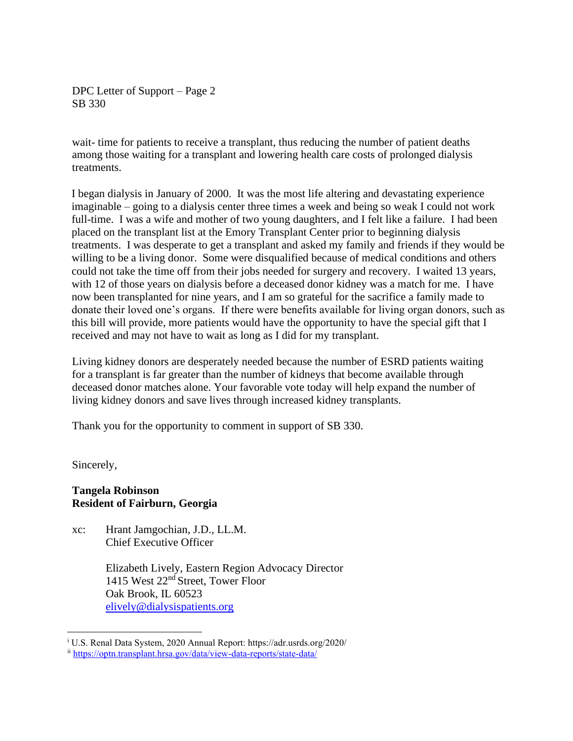wait- time for patients to receive a transplant, thus reducing the number of patient deaths among those waiting for a transplant and lowering health care costs of prolonged dialysis treatments.

I began dialysis in January of 2000. It was the most life altering and devastating experience imaginable – going to a dialysis center three times a week and being so weak I could not work full-time. I was a wife and mother of two young daughters, and I felt like a failure. I had been placed on the transplant list at the Emory Transplant Center prior to beginning dialysis treatments. I was desperate to get a transplant and asked my family and friends if they would be willing to be a living donor. Some were disqualified because of medical conditions and others could not take the time off from their jobs needed for surgery and recovery. I waited 13 years, with 12 of those years on dialysis before a deceased donor kidney was a match for me. I have now been transplanted for nine years, and I am so grateful for the sacrifice a family made to donate their loved one's organs. If there were benefits available for living organ donors, such as this bill will provide, more patients would have the opportunity to have the special gift that I received and may not have to wait as long as I did for my transplant.

Living kidney donors are desperately needed because the number of ESRD patients waiting for a transplant is far greater than the number of kidneys that become available through deceased donor matches alone. Your favorable vote today will help expand the number of living kidney donors and save lives through increased kidney transplants.

Thank you for the opportunity to comment in support of SB 330.

Sincerely,

**Tangela Robinson**
**Resident of Fairburn, Georgia**

xc: Hrant Jamgochian, J.D., LL.M.
Chief Executive Officer

Elizabeth Lively, Eastern Region Advocacy Director
1415 West 22nd Street, Tower Floor
Oak Brook, IL 60523
elively@dialysispatients.org

---

[i] U.S. Renal Data System, 2020 Annual Report: https://adr.usrds.org/2020/

[ii] https://optn.transplant.hrsa.gov/data/view-data-reports/state-data/